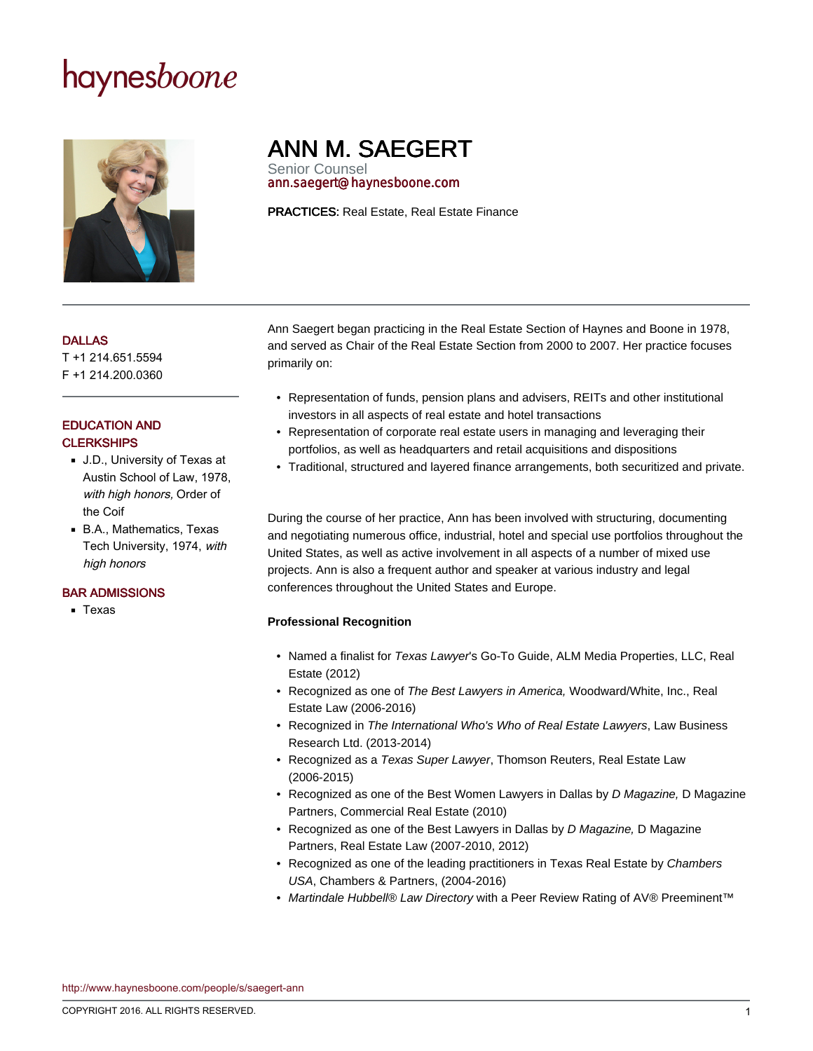haynesboone

# ANN M. SAEGERT

Senior Counsel
ann.saegert@haynesboone.com

**PRACTICES:** Real Estate, Real Estate Finance

## DALLAS

T +1 214.651.5594
F +1 214.200.0360

## EDUCATION AND CLERKSHIPS

- J.D., University of Texas at Austin School of Law, 1978, *with high honors,* Order of the Coif
- B.A., Mathematics, Texas Tech University, 1974, *with high honors*

## BAR ADMISSIONS

- Texas

Ann Saegert began practicing in the Real Estate Section of Haynes and Boone in 1978, and served as Chair of the Real Estate Section from 2000 to 2007. Her practice focuses primarily on:

- Representation of funds, pension plans and advisers, REITs and other institutional investors in all aspects of real estate and hotel transactions
- Representation of corporate real estate users in managing and leveraging their portfolios, as well as headquarters and retail acquisitions and dispositions
- Traditional, structured and layered finance arrangements, both securitized and private.

During the course of her practice, Ann has been involved with structuring, documenting and negotiating numerous office, industrial, hotel and special use portfolios throughout the United States, as well as active involvement in all aspects of a number of mixed use projects. Ann is also a frequent author and speaker at various industry and legal conferences throughout the United States and Europe.

**Professional Recognition**

- Named a finalist for *Texas Lawyer*'s Go-To Guide, ALM Media Properties, LLC, Real Estate (2012)
- Recognized as one of *The Best Lawyers in America,* Woodward/White, Inc., Real Estate Law (2006-2016)
- Recognized in *The International Who's Who of Real Estate Lawyers*, Law Business Research Ltd. (2013-2014)
- Recognized as a *Texas Super Lawyer*, Thomson Reuters, Real Estate Law (2006-2015)
- Recognized as one of the Best Women Lawyers in Dallas by *D Magazine,* D Magazine Partners, Commercial Real Estate (2010)
- Recognized as one of the Best Lawyers in Dallas by *D Magazine,* D Magazine Partners, Real Estate Law (2007-2010, 2012)
- Recognized as one of the leading practitioners in Texas Real Estate by *Chambers USA*, Chambers & Partners, (2004-2016)
- *Martindale Hubbell® Law Directory* with a Peer Review Rating of AV® Preeminent™

http://www.haynesboone.com/people/s/saegert-ann

COPYRIGHT 2016. ALL RIGHTS RESERVED.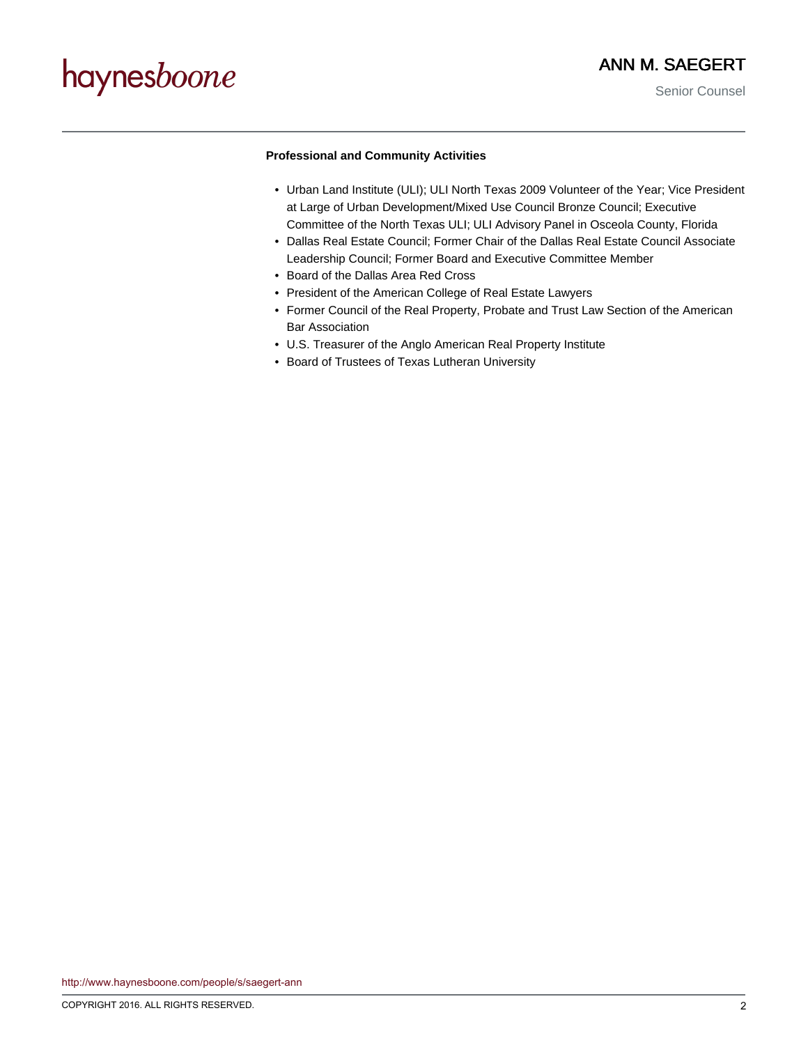### Professional and Community Activities

- Urban Land Institute (ULI); ULI North Texas 2009 Volunteer of the Year; Vice President at Large of Urban Development/Mixed Use Council Bronze Council; Executive Committee of the North Texas ULI; ULI Advisory Panel in Osceola County, Florida
- Dallas Real Estate Council; Former Chair of the Dallas Real Estate Council Associate Leadership Council; Former Board and Executive Committee Member
- Board of the Dallas Area Red Cross
- President of the American College of Real Estate Lawyers
- Former Council of the Real Property, Probate and Trust Law Section of the American Bar Association
- U.S. Treasurer of the Anglo American Real Property Institute
- Board of Trustees of Texas Lutheran University